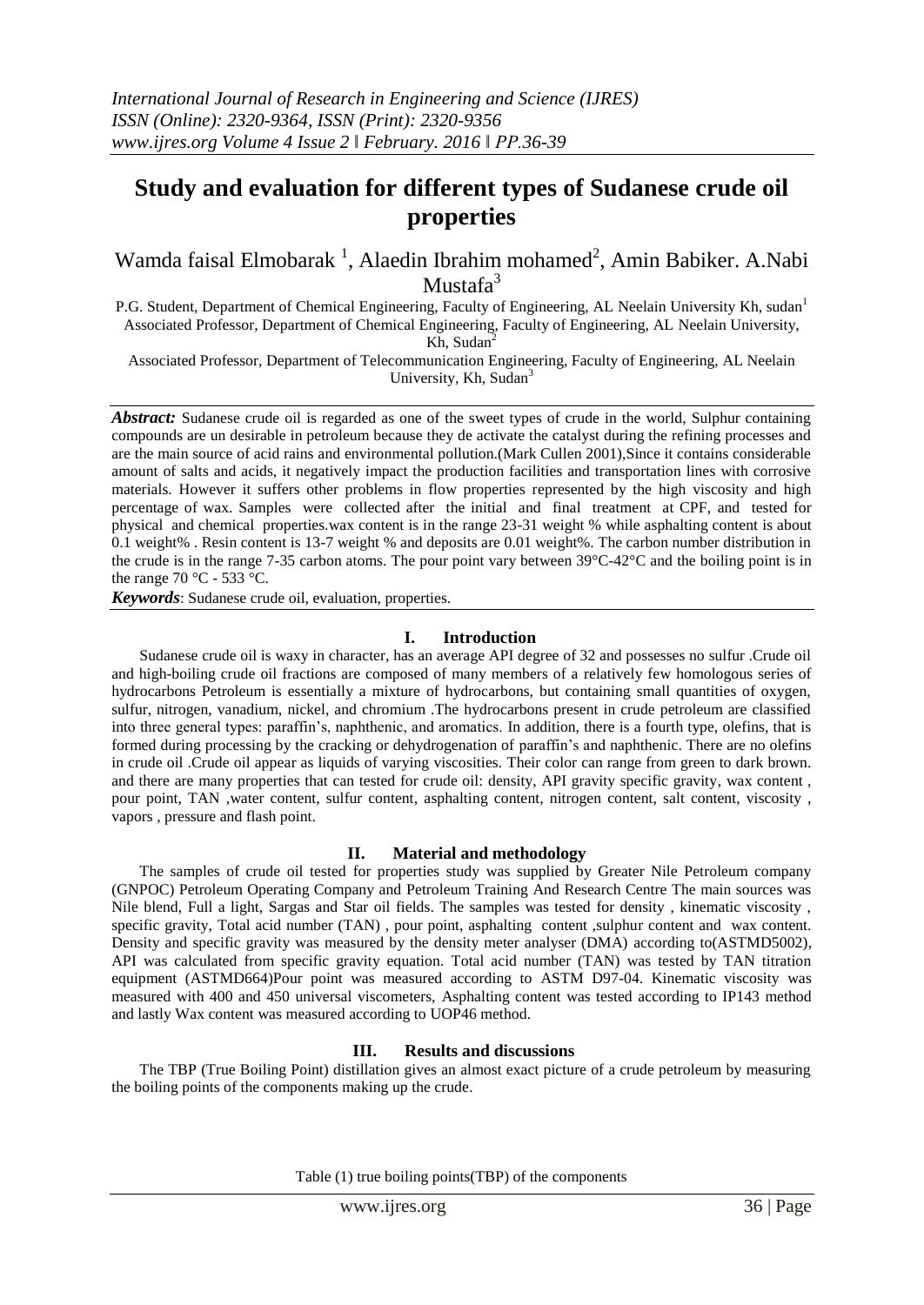# Study and evaluation for different types of Sudanese crude oil properties

Wamda faisal Elmobarak [1], Alaedin Ibrahim mohamed[2], Amin Babiker. A.Nabi Mustafa[3]

P.G. Student, Department of Chemical Engineering, Faculty of Engineering, AL Neelain University Kh, sudan[1]
Associated Professor, Department of Chemical Engineering, Faculty of Engineering, AL Neelain University, Kh, Sudan[2]
Associated Professor, Department of Telecommunication Engineering, Faculty of Engineering, AL Neelain University, Kh, Sudan[3]

***Abstract:*** Sudanese crude oil is regarded as one of the sweet types of crude in the world, Sulphur containing compounds are un desirable in petroleum because they de activate the catalyst during the refining processes and are the main source of acid rains and environmental pollution.(Mark Cullen 2001),Since it contains considerable amount of salts and acids, it negatively impact the production facilities and transportation lines with corrosive materials. However it suffers other problems in flow properties represented by the high viscosity and high percentage of wax. Samples were collected after the initial and final treatment at CPF, and tested for physical and chemical properties.wax content is in the range 23-31 weight % while asphalting content is about 0.1 weight% . Resin content is 13-7 weight % and deposits are 0.01 weight%. The carbon number distribution in the crude is in the range 7-35 carbon atoms. The pour point vary between 39°C-42°C and the boiling point is in the range 70 °C - 533 °C.

***Keywords***: Sudanese crude oil, evaluation, properties.

## I. Introduction

Sudanese crude oil is waxy in character, has an average API degree of 32 and possesses no sulfur .Crude oil and high-boiling crude oil fractions are composed of many members of a relatively few homologous series of hydrocarbons Petroleum is essentially a mixture of hydrocarbons, but containing small quantities of oxygen, sulfur, nitrogen, vanadium, nickel, and chromium .The hydrocarbons present in crude petroleum are classified into three general types: paraffin's, naphthenic, and aromatics. In addition, there is a fourth type, olefins, that is formed during processing by the cracking or dehydrogenation of paraffin's and naphthenic. There are no olefins in crude oil .Crude oil appear as liquids of varying viscosities. Their color can range from green to dark brown. and there are many properties that can tested for crude oil: density, API gravity specific gravity, wax content , pour point, TAN ,water content, sulfur content, asphalting content, nitrogen content, salt content, viscosity , vapors , pressure and flash point.

## II. Material and methodology

The samples of crude oil tested for properties study was supplied by Greater Nile Petroleum company (GNPOC) Petroleum Operating Company and Petroleum Training And Research Centre The main sources was Nile blend, Full a light, Sargas and Star oil fields. The samples was tested for density , kinematic viscosity , specific gravity, Total acid number (TAN) , pour point, asphalting content ,sulphur content and wax content. Density and specific gravity was measured by the density meter analyser (DMA) according to(ASTMD5002), API was calculated from specific gravity equation. Total acid number (TAN) was tested by TAN titration equipment (ASTMD664)Pour point was measured according to ASTM D97-04. Kinematic viscosity was measured with 400 and 450 universal viscometers, Asphalting content was tested according to IP143 method and lastly Wax content was measured according to UOP46 method.

## III. Results and discussions

The TBP (True Boiling Point) distillation gives an almost exact picture of a crude petroleum by measuring the boiling points of the components making up the crude.

Table (1) true boiling points(TBP) of the components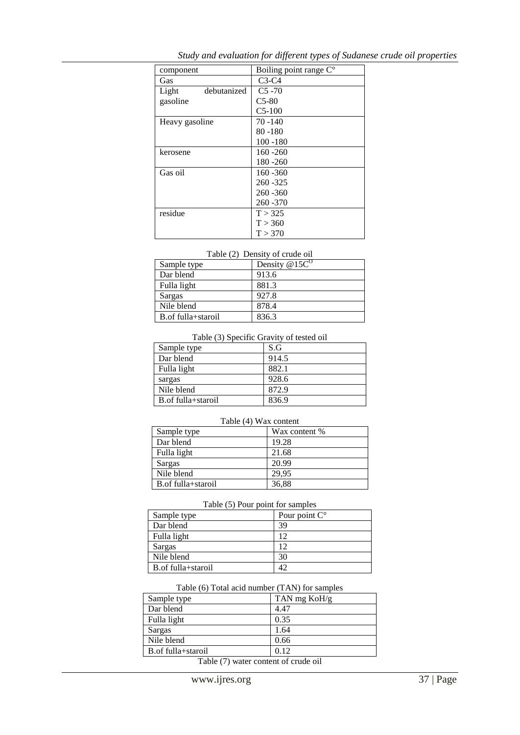| component | Boiling point range C° |
|---|---|
| Gas | C3-C4 |
| Light debutanized gasoline | C5 -70<br>C5-80<br>C5-100 |
| Heavy gasoline | 70 -140<br>80 -180<br>100 -180 |
| kerosene | 160 -260<br>180 -260 |
| Gas oil | 160 -360<br>260 -325<br>260 -360<br>260 -370 |
| residue | T > 325<br>T > 360<br>T > 370 |

Table (2) Density of crude oil

| Sample type | Density @15C$^{O}$ |
|---|---|
| Dar blend | 913.6 |
| Fulla light | 881.3 |
| Sargas | 927.8 |
| Nile blend | 878.4 |
| B.of fulla+staroil | 836.3 |

Table (3) Specific Gravity of tested oil

| Sample type | S.G |
|---|---|
| Dar blend | 914.5 |
| Fulla light | 882.1 |
| sargas | 928.6 |
| Nile blend | 872.9 |
| B.of fulla+staroil | 836.9 |

Table (4) Wax content

| Sample type | Wax content % |
|---|---|
| Dar blend | 19.28 |
| Fulla light | 21.68 |
| Sargas | 20.99 |
| Nile blend | 29,95 |
| B.of fulla+staroil | 36,88 |

Table (5) Pour point for samples

| Sample type | Pour point C° |
|---|---|
| Dar blend | 39 |
| Fulla light | 12 |
| Sargas | 12 |
| Nile blend | 30 |
| B.of fulla+staroil | 42 |

Table (6) Total acid number (TAN) for samples

| Sample type | TAN mg KoH/g |
|---|---|
| Dar blend | 4.47 |
| Fulla light | 0.35 |
| Sargas | 1.64 |
| Nile blend | 0.66 |
| B.of fulla+staroil | 0.12 |

Table (7) water content of crude oil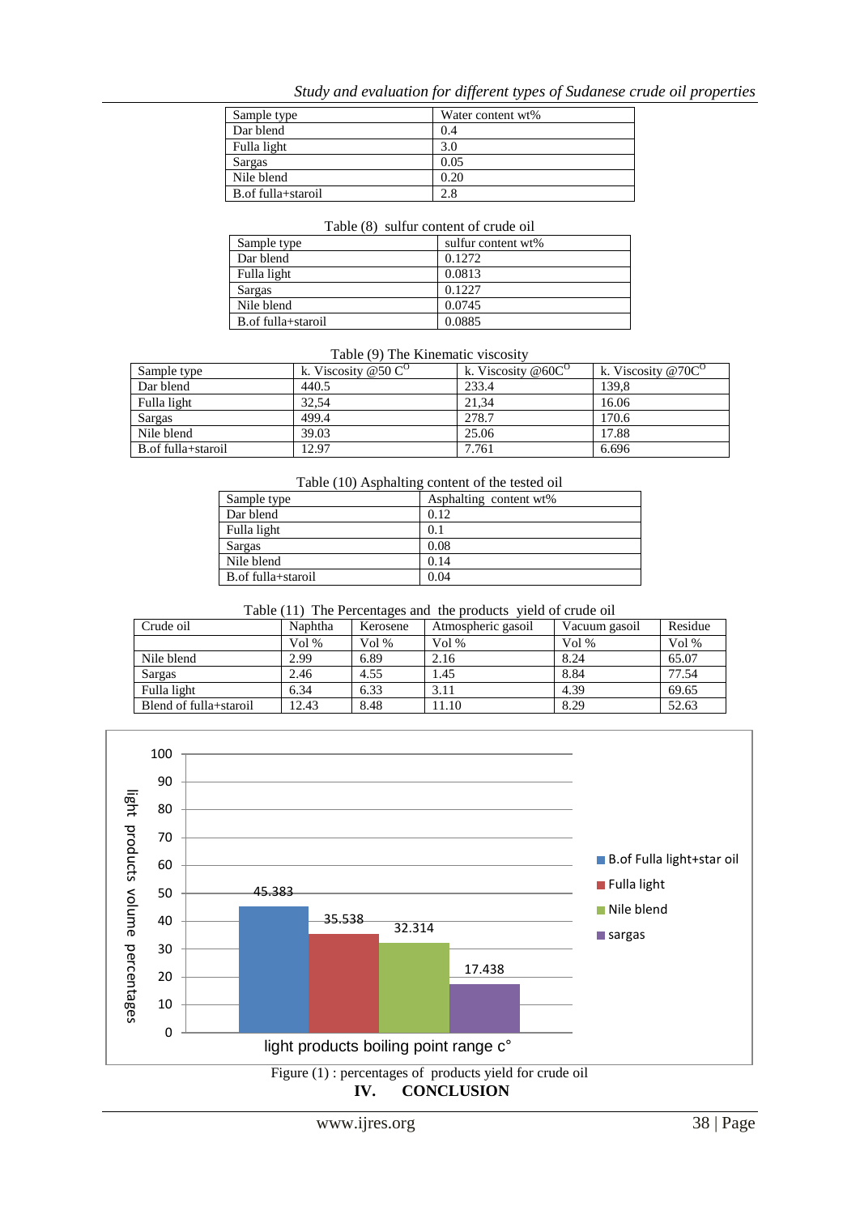| Sample type | Water content wt% |
|---|---|
| Dar blend | 0.4 |
| Fulla light | 3.0 |
| Sargas | 0.05 |
| Nile blend | 0.20 |
| B.of fulla+staroil | 2.8 |

Table (8) sulfur content of crude oil

| Sample type | sulfur content wt% |
|---|---|
| Dar blend | 0.1272 |
| Fulla light | 0.0813 |
| Sargas | 0.1227 |
| Nile blend | 0.0745 |
| B.of fulla+staroil | 0.0885 |

Table (9) The Kinematic viscosity

| Sample type | k. Viscosity @50 $C^{O}$ | k. Viscosity @60$C^{O}$ | k. Viscosity @70$C^{O}$ |
|---|---|---|---|
| Dar blend | 440.5 | 233.4 | 139,8 |
| Fulla light | 32,54 | 21,34 | 16.06 |
| Sargas | 499.4 | 278.7 | 170.6 |
| Nile blend | 39.03 | 25.06 | 17.88 |
| B.of fulla+staroil | 12.97 | 7.761 | 6.696 |

Table (10) Asphalting content of the tested oil

| Sample type | Asphalting content wt% |
|---|---|
| Dar blend | 0.12 |
| Fulla light | 0.1 |
| Sargas | 0.08 |
| Nile blend | 0.14 |
| B.of fulla+staroil | 0.04 |

Table (11) The Percentages and the products yield of crude oil

| Crude oil | Naphtha | Kerosene | Atmospheric gasoil | Vacuum gasoil | Residue |
|---|---|---|---|---|---|
| | Vol % | Vol % | Vol % | Vol % | Vol % |
| Nile blend | 2.99 | 6.89 | 2.16 | 8.24 | 65.07 |
| Sargas | 2.46 | 4.55 | 1.45 | 8.84 | 77.54 |
| Fulla light | 6.34 | 6.33 | 3.11 | 4.39 | 69.65 |
| Blend of fulla+staroil | 12.43 | 8.48 | 11.10 | 8.29 | 52.63 |

Figure (1) : percentages of products yield for crude oil

## IV. CONCLUSION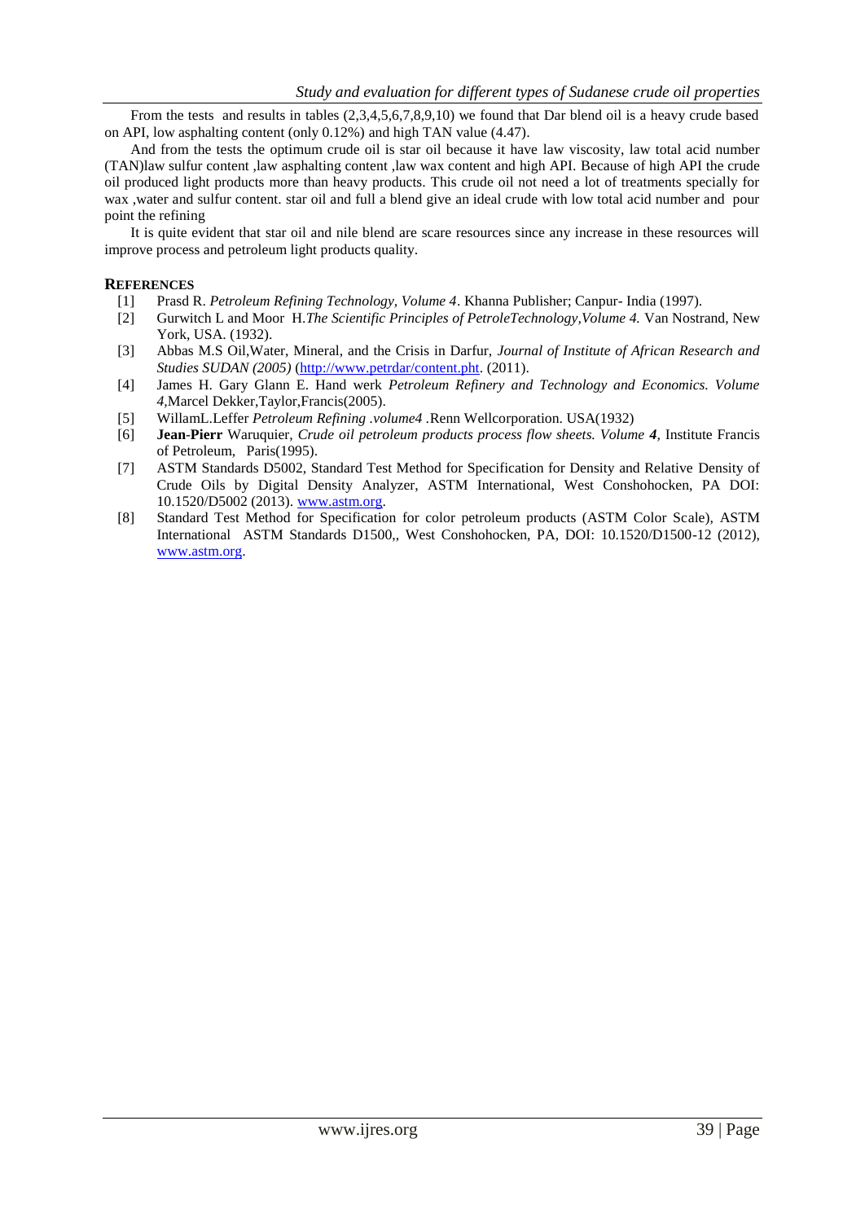From the tests and results in tables (2,3,4,5,6,7,8,9,10) we found that Dar blend oil is a heavy crude based on API, low asphalting content (only 0.12%) and high TAN value (4.47).

And from the tests the optimum crude oil is star oil because it have law viscosity, law total acid number (TAN)law sulfur content ,law asphalting content ,law wax content and high API. Because of high API the crude oil produced light products more than heavy products. This crude oil not need a lot of treatments specially for wax ,water and sulfur content. star oil and full a blend give an ideal crude with low total acid number and pour point the refining

It is quite evident that star oil and nile blend are scare resources since any increase in these resources will improve process and petroleum light products quality.

## REFERENCES

[1] Prasd R. *Petroleum Refining Technology, Volume 4*. Khanna Publisher; Canpur- India (1997).

[2] Gurwitch L and Moor H.*The Scientific Principles of PetroleTechnology,Volume 4.* Van Nostrand, New York, USA. (1932).

[3] Abbas M.S Oil,Water, Mineral, and the Crisis in Darfur, *Journal of Institute of African Research and Studies SUDAN (2005)* (http://www.petrdar/content.pht. (2011).

[4] James H. Gary Glann E. Hand werk *Petroleum Refinery and Technology and Economics. Volume 4*,Marcel Dekker,Taylor,Francis(2005).

[5] WillamL.Leffer *Petroleum Refining .volume4* .Renn Wellcorporation. USA(1932)

[6] **Jean-Pierr** Waruquier, *Crude oil petroleum products process flow sheets. Volume **4***, Institute Francis of Petroleum, Paris(1995).

[7] ASTM Standards D5002, Standard Test Method for Specification for Density and Relative Density of Crude Oils by Digital Density Analyzer, ASTM International, West Conshohocken, PA DOI: 10.1520/D5002 (2013). www.astm.org.

[8] Standard Test Method for Specification for color petroleum products (ASTM Color Scale), ASTM International ASTM Standards D1500,, West Conshohocken, PA, DOI: 10.1520/D1500-12 (2012), www.astm.org.